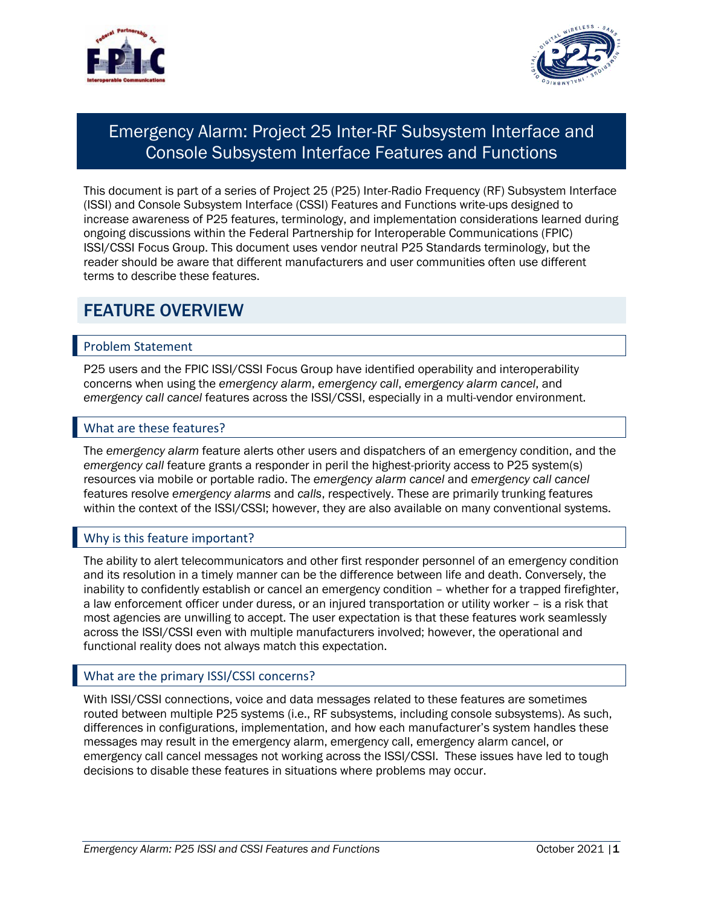# Emergency Alarm: Project 25 Inter-RF Subsystem Interface and Console Subsystem Interface Features and Functions

This document is part of a series of Project 25 (P25) Inter-Radio Frequency (RF) Subsystem Interface (ISSI) and Console Subsystem Interface (CSSI) Features and Functions write-ups designed to increase awareness of P25 features, terminology, and implementation considerations learned during ongoing discussions within the Federal Partnership for Interoperable Communications (FPIC) ISSI/CSSI Focus Group. This document uses vendor neutral P25 Standards terminology, but the reader should be aware that different manufacturers and user communities often use different terms to describe these features.

## FEATURE OVERVIEW

### Problem Statement

P25 users and the FPIC ISSI/CSSI Focus Group have identified operability and interoperability concerns when using the *emergency alarm*, *emergency call*, *emergency alarm cancel*, and *emergency call cancel* features across the ISSI/CSSI, especially in a multi-vendor environment.

### What are these features?

The *emergency alarm* feature alerts other users and dispatchers of an emergency condition, and the *emergency call* feature grants a responder in peril the highest-priority access to P25 system(s) resources via mobile or portable radio. The *emergency alarm cancel* and *emergency call cancel* features resolve *emergency alarms* and *calls*, respectively. These are primarily trunking features within the context of the ISSI/CSSI; however, they are also available on many conventional systems.

### Why is this feature important?

The ability to alert telecommunicators and other first responder personnel of an emergency condition and its resolution in a timely manner can be the difference between life and death. Conversely, the inability to confidently establish or cancel an emergency condition – whether for a trapped firefighter, a law enforcement officer under duress, or an injured transportation or utility worker – is a risk that most agencies are unwilling to accept. The user expectation is that these features work seamlessly across the ISSI/CSSI even with multiple manufacturers involved; however, the operational and functional reality does not always match this expectation.

### What are the primary ISSI/CSSI concerns?

With ISSI/CSSI connections, voice and data messages related to these features are sometimes routed between multiple P25 systems (i.e., RF subsystems, including console subsystems). As such, differences in configurations, implementation, and how each manufacturer's system handles these messages may result in the emergency alarm, emergency call, emergency alarm cancel, or emergency call cancel messages not working across the ISSI/CSSI. These issues have led to tough decisions to disable these features in situations where problems may occur.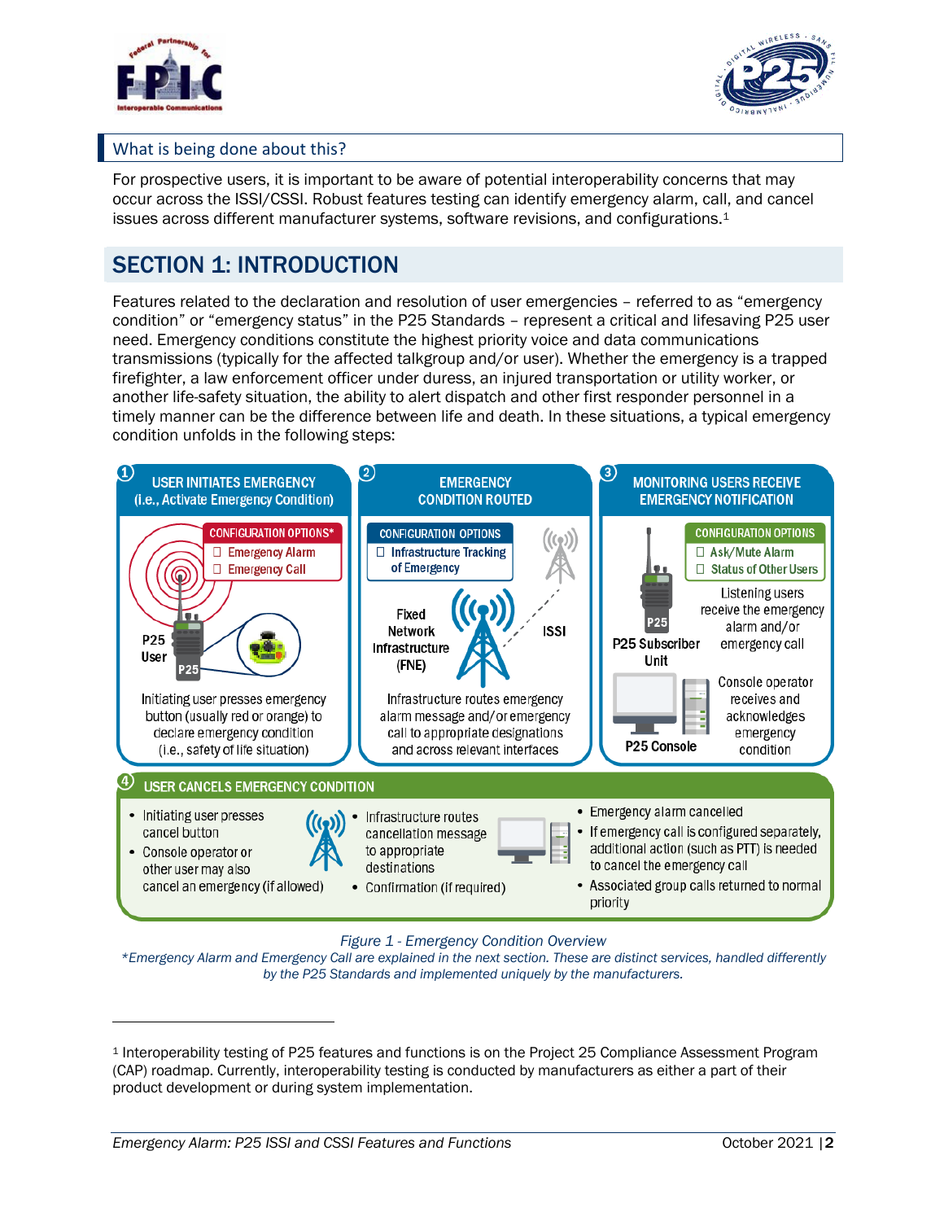## What is being done about this?

For prospective users, it is important to be aware of potential interoperability concerns that may occur across the ISSI/CSSI. Robust features testing can identify emergency alarm, call, and cancel issues across different manufacturer systems, software revisions, and configurations.[1]

# SECTION 1: INTRODUCTION

Features related to the declaration and resolution of user emergencies – referred to as "emergency condition" or "emergency status" in the P25 Standards – represent a critical and lifesaving P25 user need. Emergency conditions constitute the highest priority voice and data communications transmissions (typically for the affected talkgroup and/or user). Whether the emergency is a trapped firefighter, a law enforcement officer under duress, an injured transportation or utility worker, or another life-safety situation, the ability to alert dispatch and other first responder personnel in a timely manner can be the difference between life and death. In these situations, a typical emergency condition unfolds in the following steps:

**1 USER INITIATES EMERGENCY (i.e., Activate Emergency Condition)**

CONFIGURATION OPTIONS*
- ☐ Emergency Alarm
- ☐ Emergency Call

P25 User

Initiating user presses emergency button (usually red or orange) to declare emergency condition (i.e., safety of life situation)

**2 EMERGENCY CONDITION ROUTED**

CONFIGURATION OPTIONS
- ☐ Infrastructure Tracking of Emergency

Fixed Network Infrastructure (FNE)

ISSI

Infrastructure routes emergency alarm message and/or emergency call to appropriate designations and across relevant interfaces

**3 MONITORING USERS RECEIVE EMERGENCY NOTIFICATION**

CONFIGURATION OPTIONS
- ☐ Ask/Mute Alarm
- ☐ Status of Other Users

P25 Subscriber Unit

Listening users receive the emergency alarm and/or emergency call

P25 Console

Console operator receives and acknowledges emergency condition

**4 USER CANCELS EMERGENCY CONDITION**

- Initiating user presses cancel button
- Console operator or other user may also cancel an emergency (if allowed)

- Infrastructure routes cancellation message to appropriate destinations
- Confirmation (if required)

- Emergency alarm cancelled
- If emergency call is configured separately, additional action (such as PTT) is needed to cancel the emergency call
- Associated group calls returned to normal priority

*Figure 1 - Emergency Condition Overview*

*\*Emergency Alarm and Emergency Call are explained in the next section. These are distinct services, handled differently by the P25 Standards and implemented uniquely by the manufacturers.*

---

[1] Interoperability testing of P25 features and functions is on the Project 25 Compliance Assessment Program (CAP) roadmap. Currently, interoperability testing is conducted by manufacturers as either a part of their product development or during system implementation.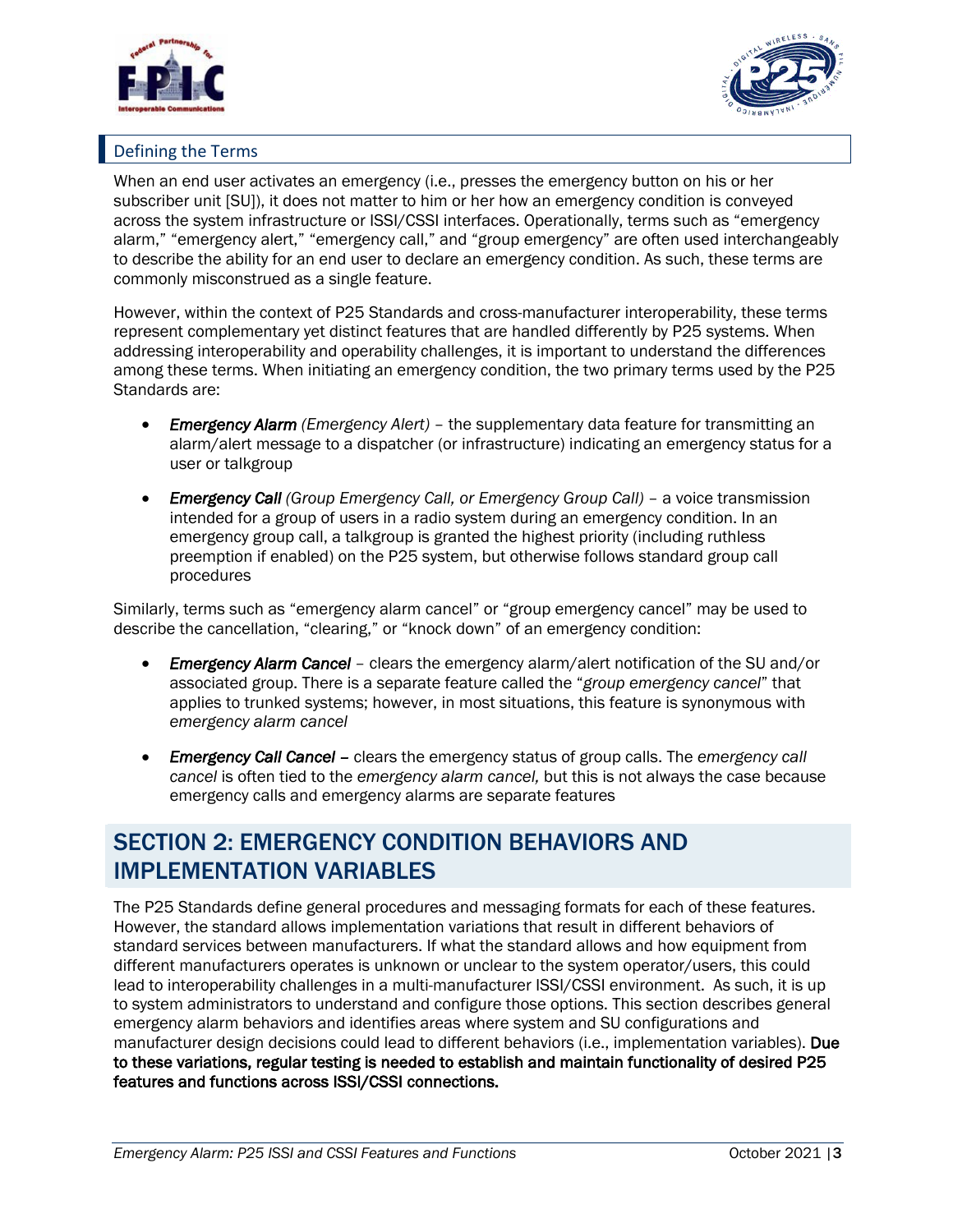## Defining the Terms

When an end user activates an emergency (i.e., presses the emergency button on his or her subscriber unit [SU]), it does not matter to him or her how an emergency condition is conveyed across the system infrastructure or ISSI/CSSI interfaces. Operationally, terms such as "emergency alarm," "emergency alert," "emergency call," and "group emergency" are often used interchangeably to describe the ability for an end user to declare an emergency condition. As such, these terms are commonly misconstrued as a single feature.

However, within the context of P25 Standards and cross-manufacturer interoperability, these terms represent complementary yet distinct features that are handled differently by P25 systems. When addressing interoperability and operability challenges, it is important to understand the differences among these terms. When initiating an emergency condition, the two primary terms used by the P25 Standards are:

- ***Emergency Alarm*** *(Emergency Alert)* – the supplementary data feature for transmitting an alarm/alert message to a dispatcher (or infrastructure) indicating an emergency status for a user or talkgroup
- ***Emergency Call*** *(Group Emergency Call, or Emergency Group Call)* – a voice transmission intended for a group of users in a radio system during an emergency condition. In an emergency group call, a talkgroup is granted the highest priority (including ruthless preemption if enabled) on the P25 system, but otherwise follows standard group call procedures

Similarly, terms such as "emergency alarm cancel" or "group emergency cancel" may be used to describe the cancellation, "clearing," or "knock down" of an emergency condition:

- ***Emergency Alarm Cancel*** – clears the emergency alarm/alert notification of the SU and/or associated group. There is a separate feature called the "*group emergency cancel*" that applies to trunked systems; however, in most situations, this feature is synonymous with *emergency alarm cancel*
- ***Emergency Call Cancel*** **–** clears the emergency status of group calls. The *emergency call cancel* is often tied to the *emergency alarm cancel,* but this is not always the case because emergency calls and emergency alarms are separate features

# SECTION 2: EMERGENCY CONDITION BEHAVIORS AND IMPLEMENTATION VARIABLES

The P25 Standards define general procedures and messaging formats for each of these features. However, the standard allows implementation variations that result in different behaviors of standard services between manufacturers. If what the standard allows and how equipment from different manufacturers operates is unknown or unclear to the system operator/users, this could lead to interoperability challenges in a multi-manufacturer ISSI/CSSI environment. As such, it is up to system administrators to understand and configure those options. This section describes general emergency alarm behaviors and identifies areas where system and SU configurations and manufacturer design decisions could lead to different behaviors (i.e., implementation variables). **Due to these variations, regular testing is needed to establish and maintain functionality of desired P25 features and functions across ISSI/CSSI connections.**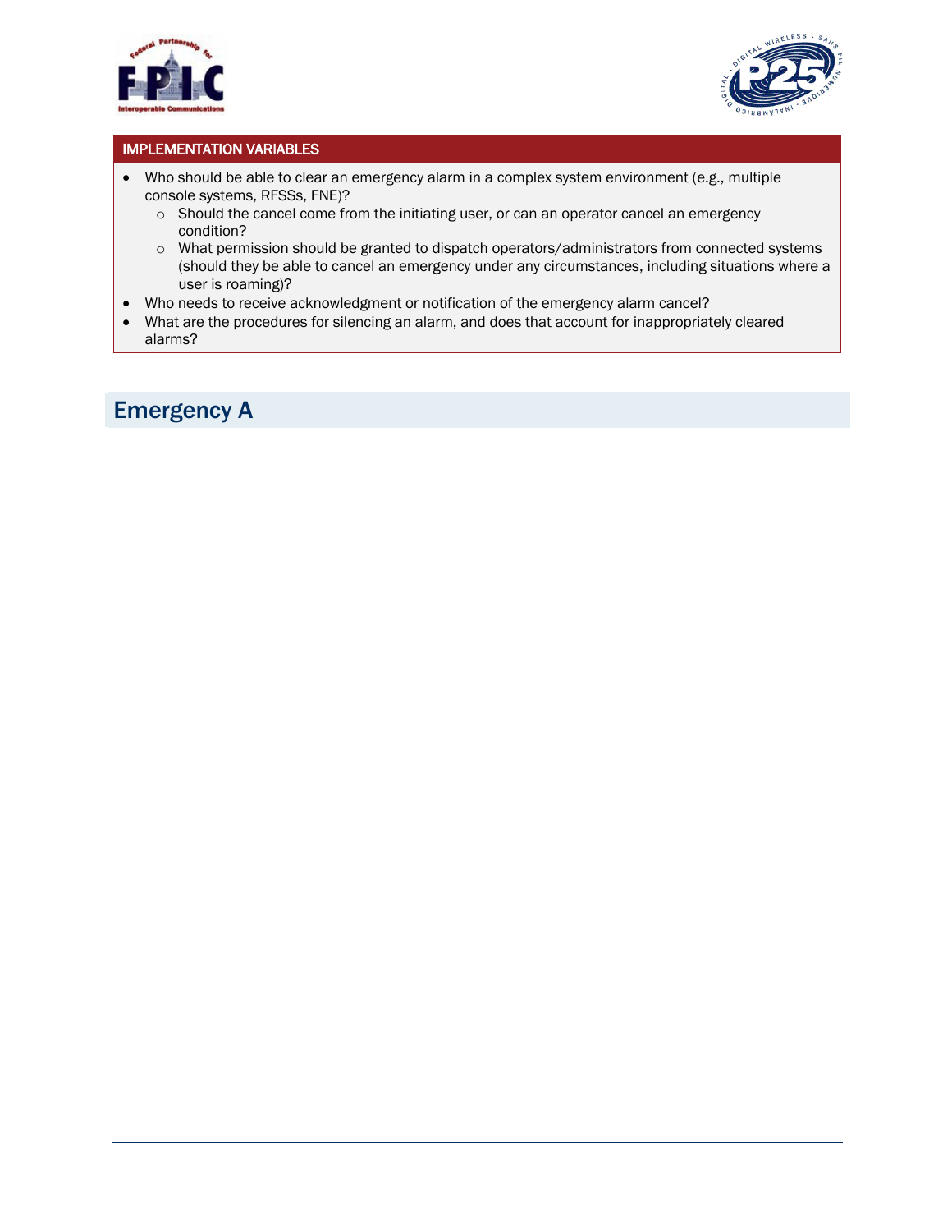**IMPLEMENTATION VARIABLES**

- Who should be able to clear an emergency alarm in a complex system environment (e.g., multiple console systems, RFSSs, FNE)?
  - Should the cancel come from the initiating user, or can an operator cancel an emergency condition?
  - What permission should be granted to dispatch operators/administrators from connected systems (should they be able to cancel an emergency under any circumstances, including situations where a user is roaming)?
- Who needs to receive acknowledgment or notification of the emergency alarm cancel?
- What are the procedures for silencing an alarm, and does that account for inappropriately cleared alarms?

## Emergency A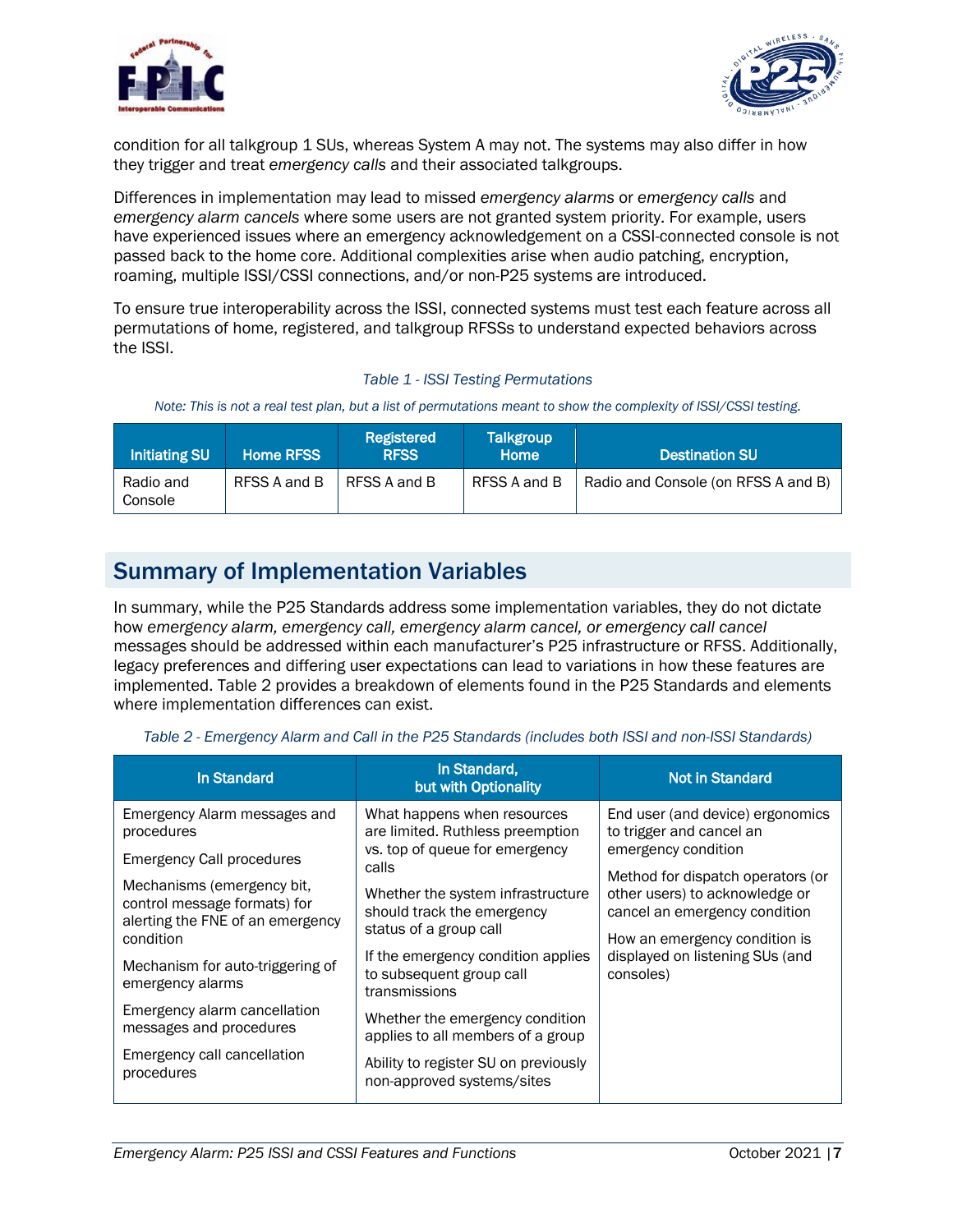condition for all talkgroup 1 SUs, whereas System A may not. The systems may also differ in how they trigger and treat *emergency calls* and their associated talkgroups.

Differences in implementation may lead to missed *emergency alarms* or *emergency calls* and *emergency alarm cancels* where some users are not granted system priority. For example, users have experienced issues where an emergency acknowledgement on a CSSI-connected console is not passed back to the home core. Additional complexities arise when audio patching, encryption, roaming, multiple ISSI/CSSI connections, and/or non-P25 systems are introduced.

To ensure true interoperability across the ISSI, connected systems must test each feature across all permutations of home, registered, and talkgroup RFSSs to understand expected behaviors across the ISSI.

*Table 1 - ISSI Testing Permutations*

*Note: This is not a real test plan, but a list of permutations meant to show the complexity of ISSI/CSSI testing.*

| Initiating SU | Home RFSS | Registered RFSS | Talkgroup Home | Destination SU |
|---|---|---|---|---|
| Radio and Console | RFSS A and B | RFSS A and B | RFSS A and B | Radio and Console (on RFSS A and B) |

## Summary of Implementation Variables

In summary, while the P25 Standards address some implementation variables, they do not dictate how *emergency alarm, emergency call, emergency alarm cancel, or emergency call cancel* messages should be addressed within each manufacturer's P25 infrastructure or RFSS. Additionally, legacy preferences and differing user expectations can lead to variations in how these features are implemented. Table 2 provides a breakdown of elements found in the P25 Standards and elements where implementation differences can exist.

*Table 2 - Emergency Alarm and Call in the P25 Standards (includes both ISSI and non-ISSI Standards)*

| In Standard | In Standard, but with Optionality | Not in Standard |
|---|---|---|
| Emergency Alarm messages and procedures<br><br>Emergency Call procedures<br><br>Mechanisms (emergency bit, control message formats) for alerting the FNE of an emergency condition<br><br>Mechanism for auto-triggering of emergency alarms<br><br>Emergency alarm cancellation messages and procedures<br><br>Emergency call cancellation procedures | What happens when resources are limited. Ruthless preemption vs. top of queue for emergency calls<br><br>Whether the system infrastructure should track the emergency status of a group call<br><br>If the emergency condition applies to subsequent group call transmissions<br><br>Whether the emergency condition applies to all members of a group<br><br>Ability to register SU on previously non-approved systems/sites | End user (and device) ergonomics to trigger and cancel an emergency condition<br><br>Method for dispatch operators (or other users) to acknowledge or cancel an emergency condition<br><br>How an emergency condition is displayed on listening SUs (and consoles) |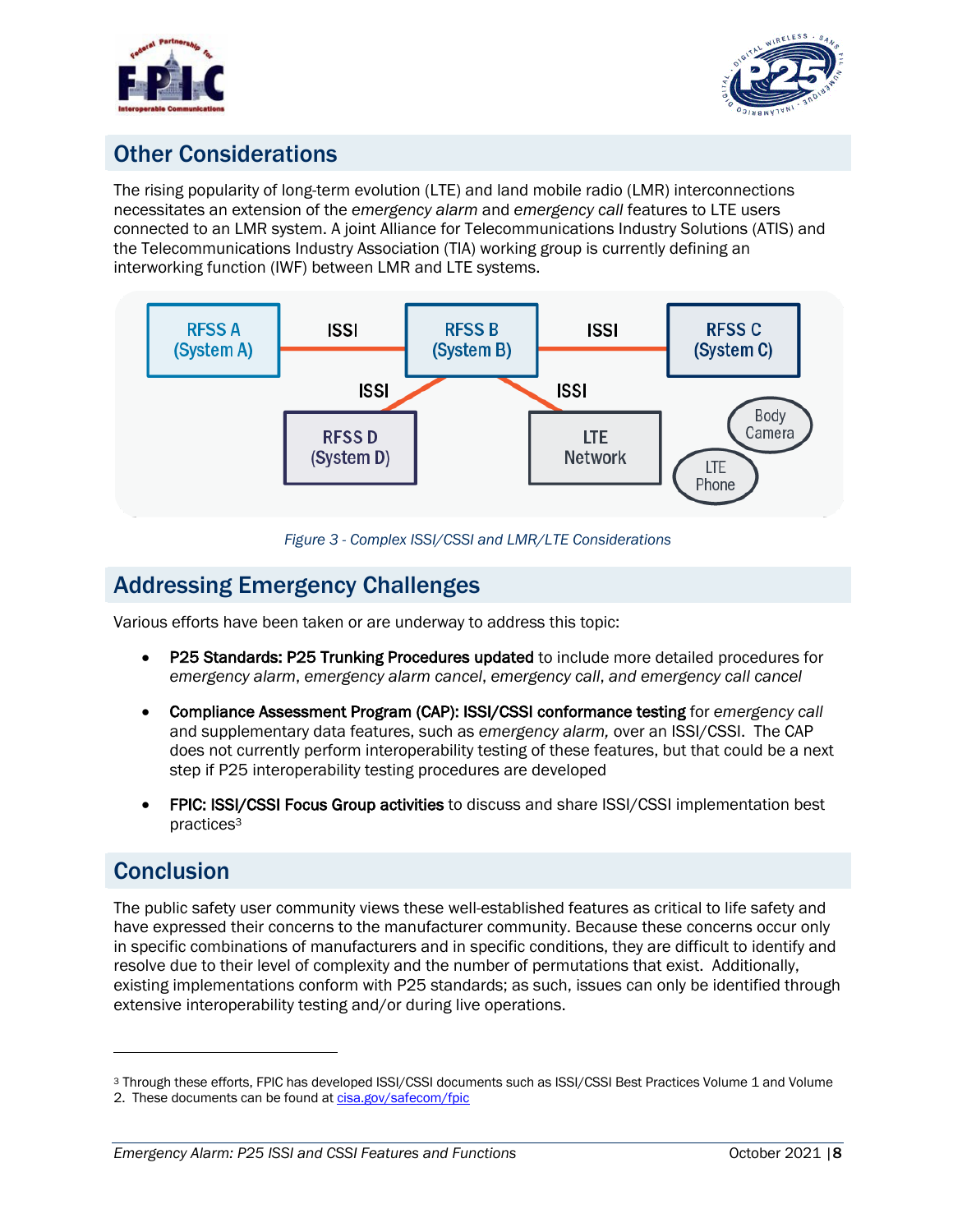## Other Considerations

The rising popularity of long-term evolution (LTE) and land mobile radio (LMR) interconnections necessitates an extension of the *emergency alarm* and *emergency call* features to LTE users connected to an LMR system. A joint Alliance for Telecommunications Industry Solutions (ATIS) and the Telecommunications Industry Association (TIA) working group is currently defining an interworking function (IWF) between LMR and LTE systems.

*Figure 3 - Complex ISSI/CSSI and LMR/LTE Considerations*

## Addressing Emergency Challenges

Various efforts have been taken or are underway to address this topic:

- **P25 Standards: P25 Trunking Procedures updated** to include more detailed procedures for *emergency alarm*, *emergency alarm cancel*, *emergency call*, *and emergency call cancel*
- **Compliance Assessment Program (CAP): ISSI/CSSI conformance testing** for *emergency call* and supplementary data features, such as *emergency alarm,* over an ISSI/CSSI. The CAP does not currently perform interoperability testing of these features, but that could be a next step if P25 interoperability testing procedures are developed
- **FPIC: ISSI/CSSI Focus Group activities** to discuss and share ISSI/CSSI implementation best practices[3]

## Conclusion

The public safety user community views these well-established features as critical to life safety and have expressed their concerns to the manufacturer community. Because these concerns occur only in specific combinations of manufacturers and in specific conditions, they are difficult to identify and resolve due to their level of complexity and the number of permutations that exist. Additionally, existing implementations conform with P25 standards; as such, issues can only be identified through extensive interoperability testing and/or during live operations.

---

[3] Through these efforts, FPIC has developed ISSI/CSSI documents such as ISSI/CSSI Best Practices Volume 1 and Volume 2. These documents can be found at [cisa.gov/safecom/fpic](https://cisa.gov/safecom/fpic)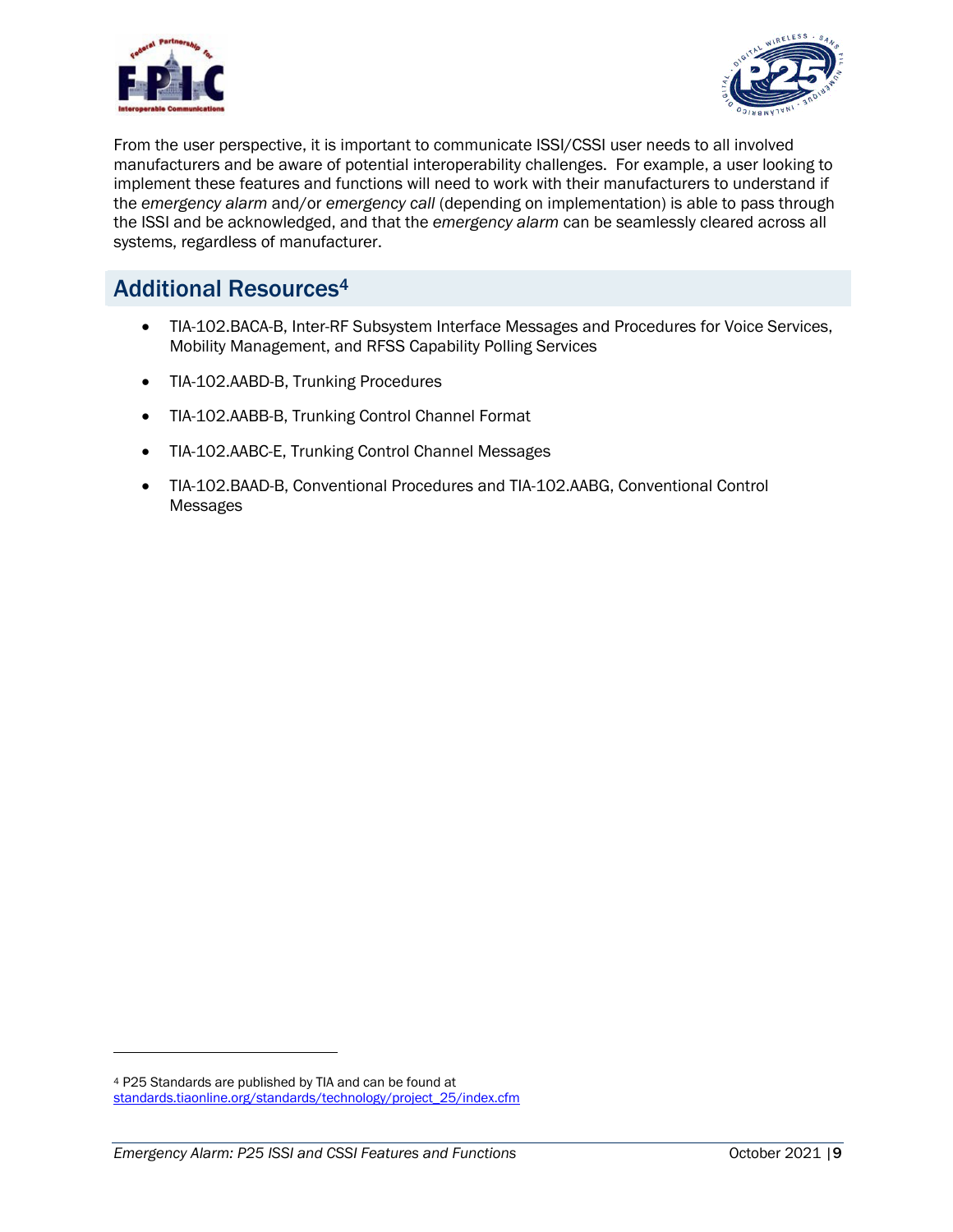From the user perspective, it is important to communicate ISSI/CSSI user needs to all involved manufacturers and be aware of potential interoperability challenges. For example, a user looking to implement these features and functions will need to work with their manufacturers to understand if the *emergency alarm* and/or *emergency call* (depending on implementation) is able to pass through the ISSI and be acknowledged, and that the *emergency alarm* can be seamlessly cleared across all systems, regardless of manufacturer.

## Additional Resources[4]

- TIA-102.BACA-B, Inter-RF Subsystem Interface Messages and Procedures for Voice Services, Mobility Management, and RFSS Capability Polling Services
- TIA-102.AABD-B, Trunking Procedures
- TIA-102.AABB-B, Trunking Control Channel Format
- TIA-102.AABC-E, Trunking Control Channel Messages
- TIA-102.BAAD-B, Conventional Procedures and TIA-102.AABG, Conventional Control Messages

[4] P25 Standards are published by TIA and can be found at [standards.tiaonline.org/standards/technology/project_25/index.cfm](standards.tiaonline.org/standards/technology/project_25/index.cfm)